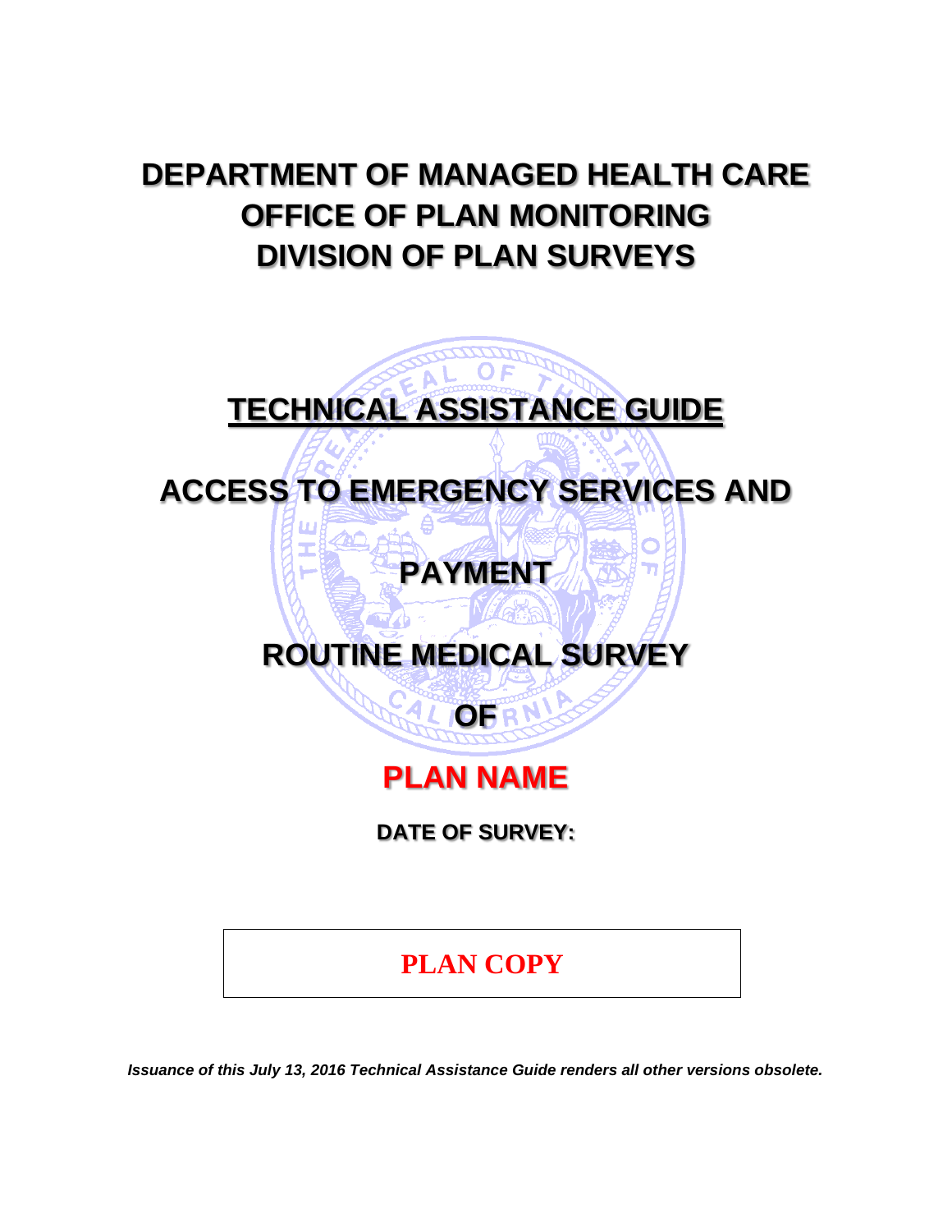# DEPARTMENT OF MANAGED HEALTH CARE
# OFFICE OF PLAN MONITORING
# DIVISION OF PLAN SURVEYS

## TECHNICAL ASSISTANCE GUIDE

## ACCESS TO EMERGENCY SERVICES AND PAYMENT

## ROUTINE MEDICAL SURVEY

## OF

## PLAN NAME

**DATE OF SURVEY:**

**PLAN COPY**

***Issuance of this July 13, 2016 Technical Assistance Guide renders all other versions obsolete.***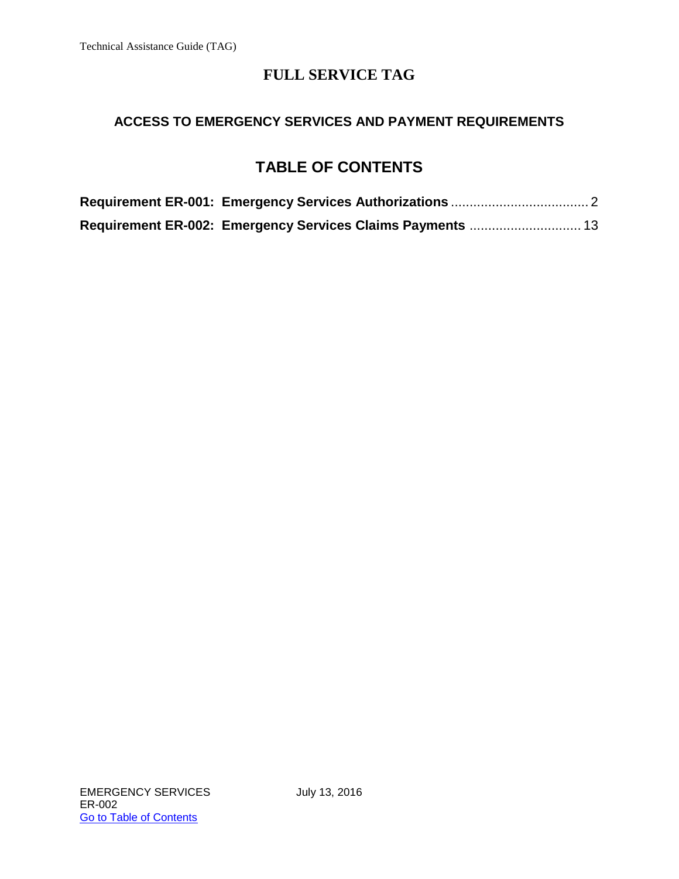# FULL SERVICE TAG

## ACCESS TO EMERGENCY SERVICES AND PAYMENT REQUIREMENTS

## TABLE OF CONTENTS

**Requirement ER-001: Emergency Services Authorizations** ..................................... 2

**Requirement ER-002: Emergency Services Claims Payments** .............................. 13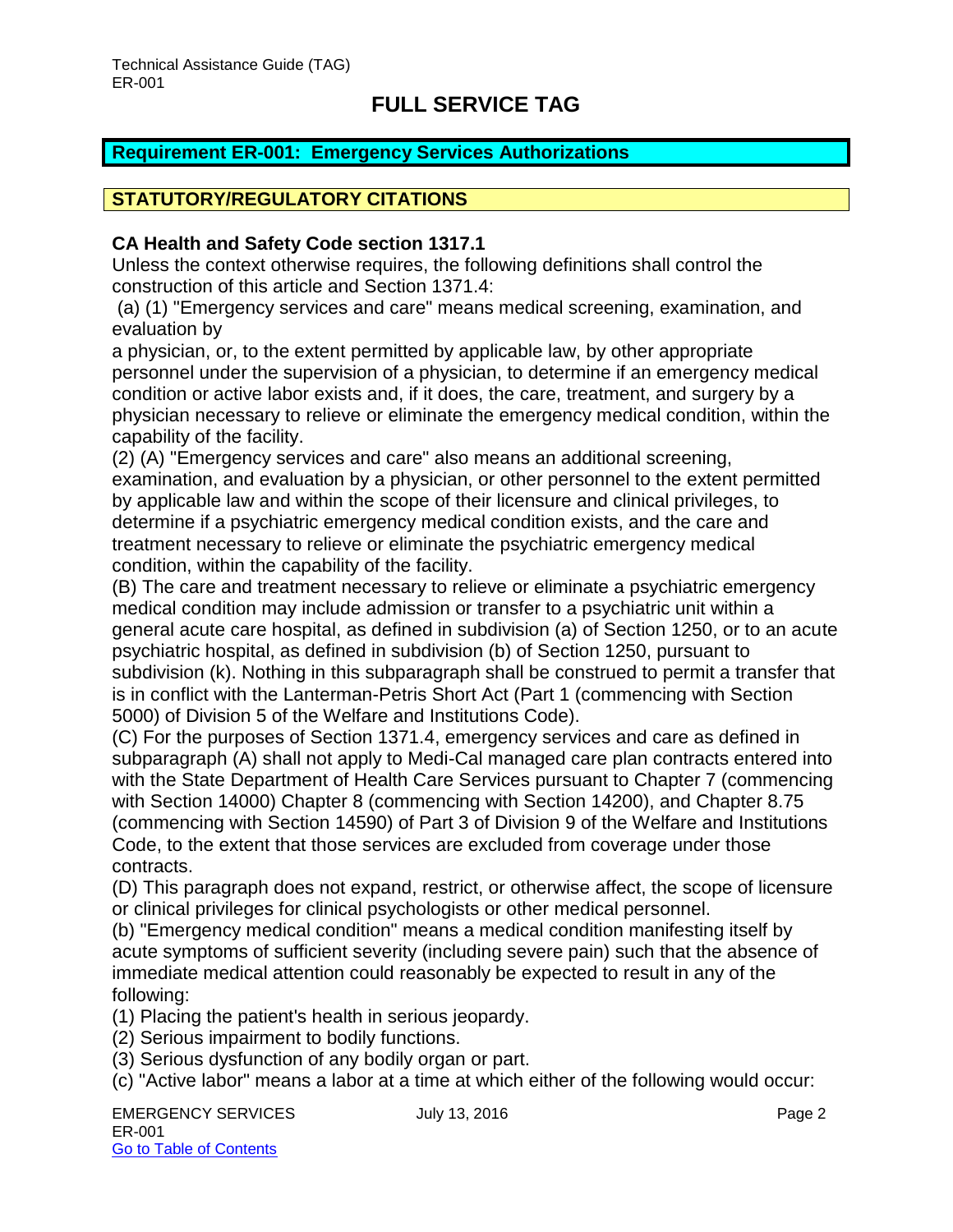# FULL SERVICE TAG

## Requirement ER-001: Emergency Services Authorizations

## STATUTORY/REGULATORY CITATIONS

**CA Health and Safety Code section 1317.1**

Unless the context otherwise requires, the following definitions shall control the construction of this article and Section 1371.4:

(a) (1) "Emergency services and care" means medical screening, examination, and evaluation by a physician, or, to the extent permitted by applicable law, by other appropriate personnel under the supervision of a physician, to determine if an emergency medical condition or active labor exists and, if it does, the care, treatment, and surgery by a physician necessary to relieve or eliminate the emergency medical condition, within the capability of the facility.

(2) (A) "Emergency services and care" also means an additional screening, examination, and evaluation by a physician, or other personnel to the extent permitted by applicable law and within the scope of their licensure and clinical privileges, to determine if a psychiatric emergency medical condition exists, and the care and treatment necessary to relieve or eliminate the psychiatric emergency medical condition, within the capability of the facility.

(B) The care and treatment necessary to relieve or eliminate a psychiatric emergency medical condition may include admission or transfer to a psychiatric unit within a general acute care hospital, as defined in subdivision (a) of Section 1250, or to an acute psychiatric hospital, as defined in subdivision (b) of Section 1250, pursuant to subdivision (k). Nothing in this subparagraph shall be construed to permit a transfer that is in conflict with the Lanterman-Petris Short Act (Part 1 (commencing with Section 5000) of Division 5 of the Welfare and Institutions Code).

(C) For the purposes of Section 1371.4, emergency services and care as defined in subparagraph (A) shall not apply to Medi-Cal managed care plan contracts entered into with the State Department of Health Care Services pursuant to Chapter 7 (commencing with Section 14000) Chapter 8 (commencing with Section 14200), and Chapter 8.75 (commencing with Section 14590) of Part 3 of Division 9 of the Welfare and Institutions Code, to the extent that those services are excluded from coverage under those contracts.

(D) This paragraph does not expand, restrict, or otherwise affect, the scope of licensure or clinical privileges for clinical psychologists or other medical personnel.

(b) "Emergency medical condition" means a medical condition manifesting itself by acute symptoms of sufficient severity (including severe pain) such that the absence of immediate medical attention could reasonably be expected to result in any of the following:

(1) Placing the patient's health in serious jeopardy.

(2) Serious impairment to bodily functions.

(3) Serious dysfunction of any bodily organ or part.

(c) "Active labor" means a labor at a time at which either of the following would occur: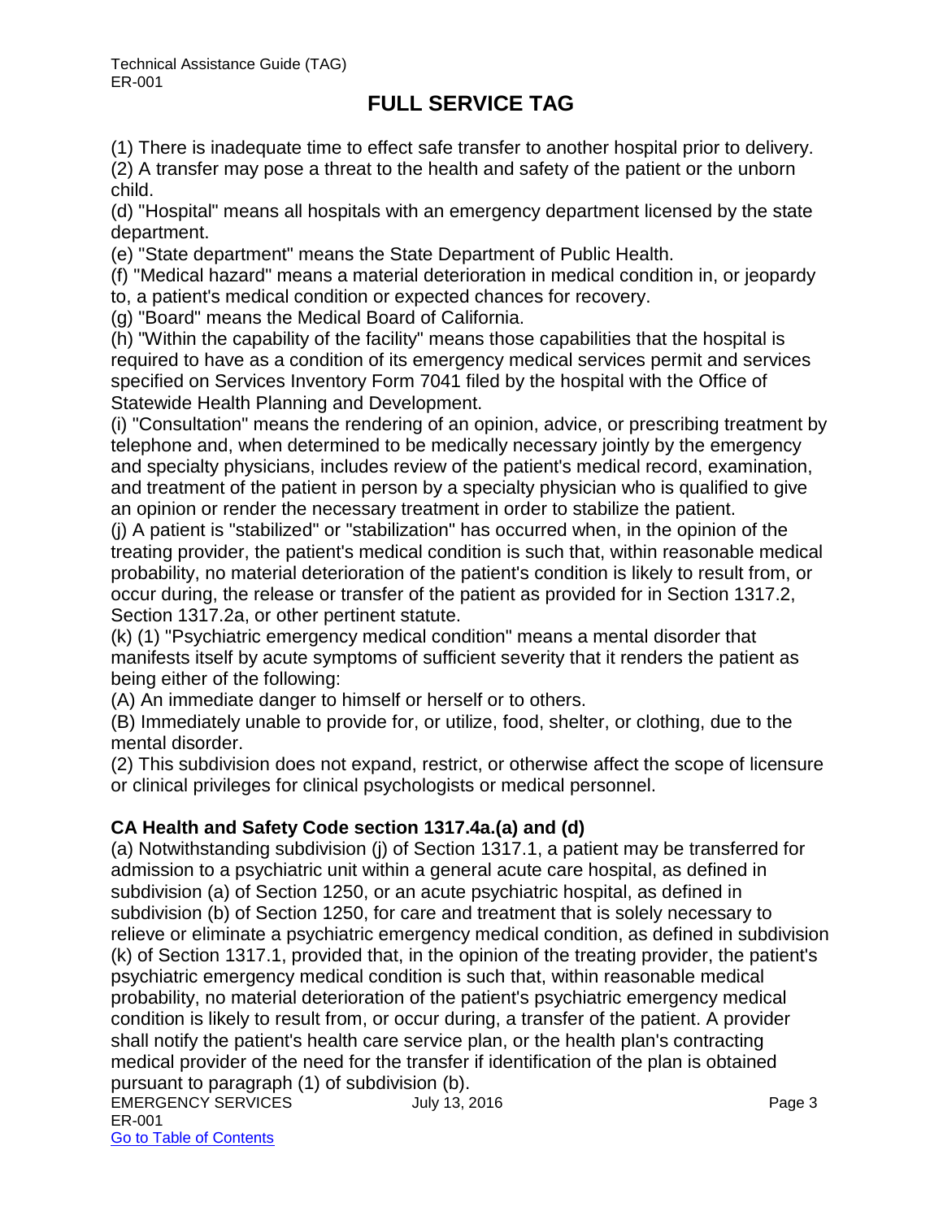(1) There is inadequate time to effect safe transfer to another hospital prior to delivery.

(2) A transfer may pose a threat to the health and safety of the patient or the unborn child.

(d) "Hospital" means all hospitals with an emergency department licensed by the state department.

(e) "State department" means the State Department of Public Health.

(f) "Medical hazard" means a material deterioration in medical condition in, or jeopardy to, a patient's medical condition or expected chances for recovery.

(g) "Board" means the Medical Board of California.

(h) "Within the capability of the facility" means those capabilities that the hospital is required to have as a condition of its emergency medical services permit and services specified on Services Inventory Form 7041 filed by the hospital with the Office of Statewide Health Planning and Development.

(i) "Consultation" means the rendering of an opinion, advice, or prescribing treatment by telephone and, when determined to be medically necessary jointly by the emergency and specialty physicians, includes review of the patient's medical record, examination, and treatment of the patient in person by a specialty physician who is qualified to give an opinion or render the necessary treatment in order to stabilize the patient.

(j) A patient is "stabilized" or "stabilization" has occurred when, in the opinion of the treating provider, the patient's medical condition is such that, within reasonable medical probability, no material deterioration of the patient's condition is likely to result from, or occur during, the release or transfer of the patient as provided for in Section 1317.2, Section 1317.2a, or other pertinent statute.

(k) (1) "Psychiatric emergency medical condition" means a mental disorder that manifests itself by acute symptoms of sufficient severity that it renders the patient as being either of the following:

(A) An immediate danger to himself or herself or to others.

(B) Immediately unable to provide for, or utilize, food, shelter, or clothing, due to the mental disorder.

(2) This subdivision does not expand, restrict, or otherwise affect the scope of licensure or clinical privileges for clinical psychologists or medical personnel.

**CA Health and Safety Code section 1317.4a.(a) and (d)**

(a) Notwithstanding subdivision (j) of Section 1317.1, a patient may be transferred for admission to a psychiatric unit within a general acute care hospital, as defined in subdivision (a) of Section 1250, or an acute psychiatric hospital, as defined in subdivision (b) of Section 1250, for care and treatment that is solely necessary to relieve or eliminate a psychiatric emergency medical condition, as defined in subdivision (k) of Section 1317.1, provided that, in the opinion of the treating provider, the patient's psychiatric emergency medical condition is such that, within reasonable medical probability, no material deterioration of the patient's psychiatric emergency medical condition is likely to result from, or occur during, a transfer of the patient. A provider shall notify the patient's health care service plan, or the health plan's contracting medical provider of the need for the transfer if identification of the plan is obtained pursuant to paragraph (1) of subdivision (b).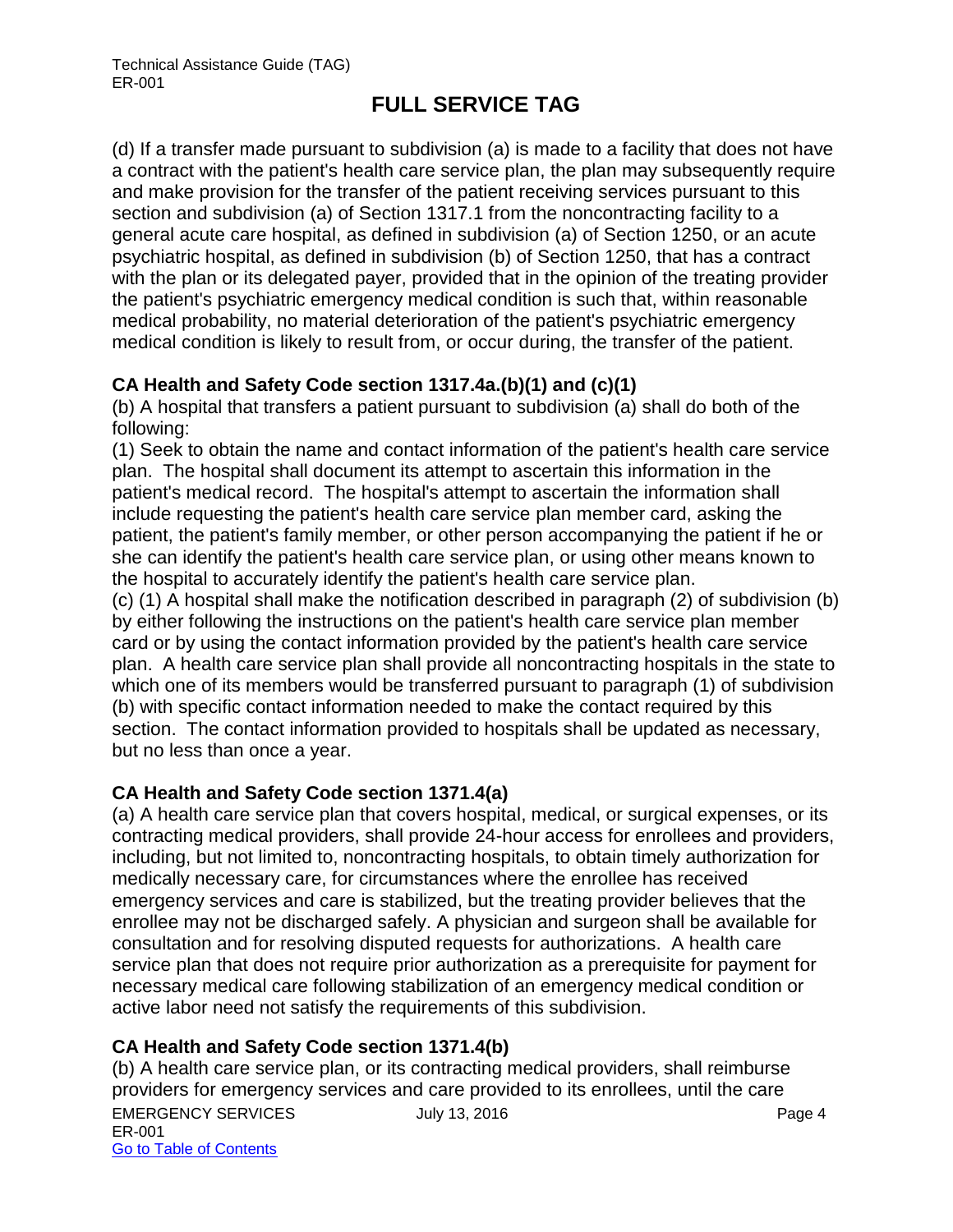(d) If a transfer made pursuant to subdivision (a) is made to a facility that does not have a contract with the patient's health care service plan, the plan may subsequently require and make provision for the transfer of the patient receiving services pursuant to this section and subdivision (a) of Section 1317.1 from the noncontracting facility to a general acute care hospital, as defined in subdivision (a) of Section 1250, or an acute psychiatric hospital, as defined in subdivision (b) of Section 1250, that has a contract with the plan or its delegated payer, provided that in the opinion of the treating provider the patient's psychiatric emergency medical condition is such that, within reasonable medical probability, no material deterioration of the patient's psychiatric emergency medical condition is likely to result from, or occur during, the transfer of the patient.

### CA Health and Safety Code section 1317.4a.(b)(1) and (c)(1)

(b) A hospital that transfers a patient pursuant to subdivision (a) shall do both of the following:

(1) Seek to obtain the name and contact information of the patient's health care service plan. The hospital shall document its attempt to ascertain this information in the patient's medical record. The hospital's attempt to ascertain the information shall include requesting the patient's health care service plan member card, asking the patient, the patient's family member, or other person accompanying the patient if he or she can identify the patient's health care service plan, or using other means known to the hospital to accurately identify the patient's health care service plan.

(c) (1) A hospital shall make the notification described in paragraph (2) of subdivision (b) by either following the instructions on the patient's health care service plan member card or by using the contact information provided by the patient's health care service plan. A health care service plan shall provide all noncontracting hospitals in the state to which one of its members would be transferred pursuant to paragraph (1) of subdivision (b) with specific contact information needed to make the contact required by this section. The contact information provided to hospitals shall be updated as necessary, but no less than once a year.

### CA Health and Safety Code section 1371.4(a)

(a) A health care service plan that covers hospital, medical, or surgical expenses, or its contracting medical providers, shall provide 24-hour access for enrollees and providers, including, but not limited to, noncontracting hospitals, to obtain timely authorization for medically necessary care, for circumstances where the enrollee has received emergency services and care is stabilized, but the treating provider believes that the enrollee may not be discharged safely. A physician and surgeon shall be available for consultation and for resolving disputed requests for authorizations. A health care service plan that does not require prior authorization as a prerequisite for payment for necessary medical care following stabilization of an emergency medical condition or active labor need not satisfy the requirements of this subdivision.

### CA Health and Safety Code section 1371.4(b)

(b) A health care service plan, or its contracting medical providers, shall reimburse providers for emergency services and care provided to its enrollees, until the care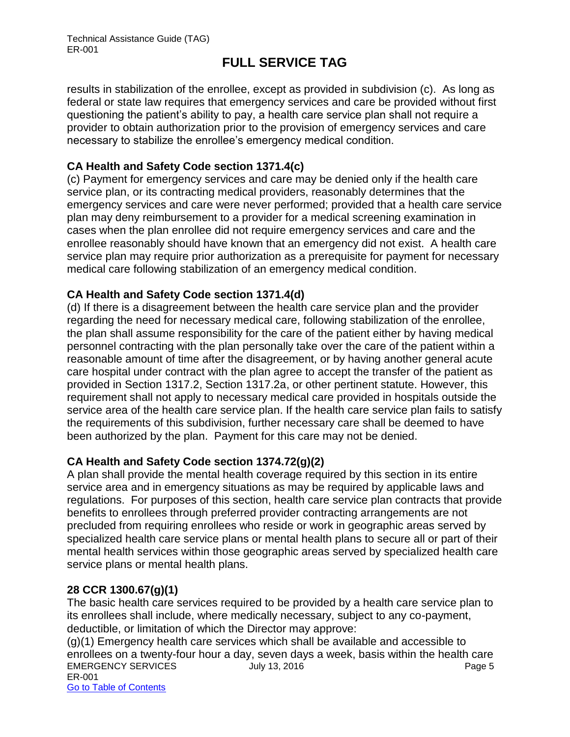results in stabilization of the enrollee, except as provided in subdivision (c). As long as federal or state law requires that emergency services and care be provided without first questioning the patient's ability to pay, a health care service plan shall not require a provider to obtain authorization prior to the provision of emergency services and care necessary to stabilize the enrollee's emergency medical condition.

**CA Health and Safety Code section 1371.4(c)**

(c) Payment for emergency services and care may be denied only if the health care service plan, or its contracting medical providers, reasonably determines that the emergency services and care were never performed; provided that a health care service plan may deny reimbursement to a provider for a medical screening examination in cases when the plan enrollee did not require emergency services and care and the enrollee reasonably should have known that an emergency did not exist. A health care service plan may require prior authorization as a prerequisite for payment for necessary medical care following stabilization of an emergency medical condition.

**CA Health and Safety Code section 1371.4(d)**

(d) If there is a disagreement between the health care service plan and the provider regarding the need for necessary medical care, following stabilization of the enrollee, the plan shall assume responsibility for the care of the patient either by having medical personnel contracting with the plan personally take over the care of the patient within a reasonable amount of time after the disagreement, or by having another general acute care hospital under contract with the plan agree to accept the transfer of the patient as provided in Section 1317.2, Section 1317.2a, or other pertinent statute. However, this requirement shall not apply to necessary medical care provided in hospitals outside the service area of the health care service plan. If the health care service plan fails to satisfy the requirements of this subdivision, further necessary care shall be deemed to have been authorized by the plan. Payment for this care may not be denied.

**CA Health and Safety Code section 1374.72(g)(2)**

A plan shall provide the mental health coverage required by this section in its entire service area and in emergency situations as may be required by applicable laws and regulations. For purposes of this section, health care service plan contracts that provide benefits to enrollees through preferred provider contracting arrangements are not precluded from requiring enrollees who reside or work in geographic areas served by specialized health care service plans or mental health plans to secure all or part of their mental health services within those geographic areas served by specialized health care service plans or mental health plans.

**28 CCR 1300.67(g)(1)**

The basic health care services required to be provided by a health care service plan to its enrollees shall include, where medically necessary, subject to any co-payment, deductible, or limitation of which the Director may approve:

(g)(1) Emergency health care services which shall be available and accessible to enrollees on a twenty-four hour a day, seven days a week, basis within the health care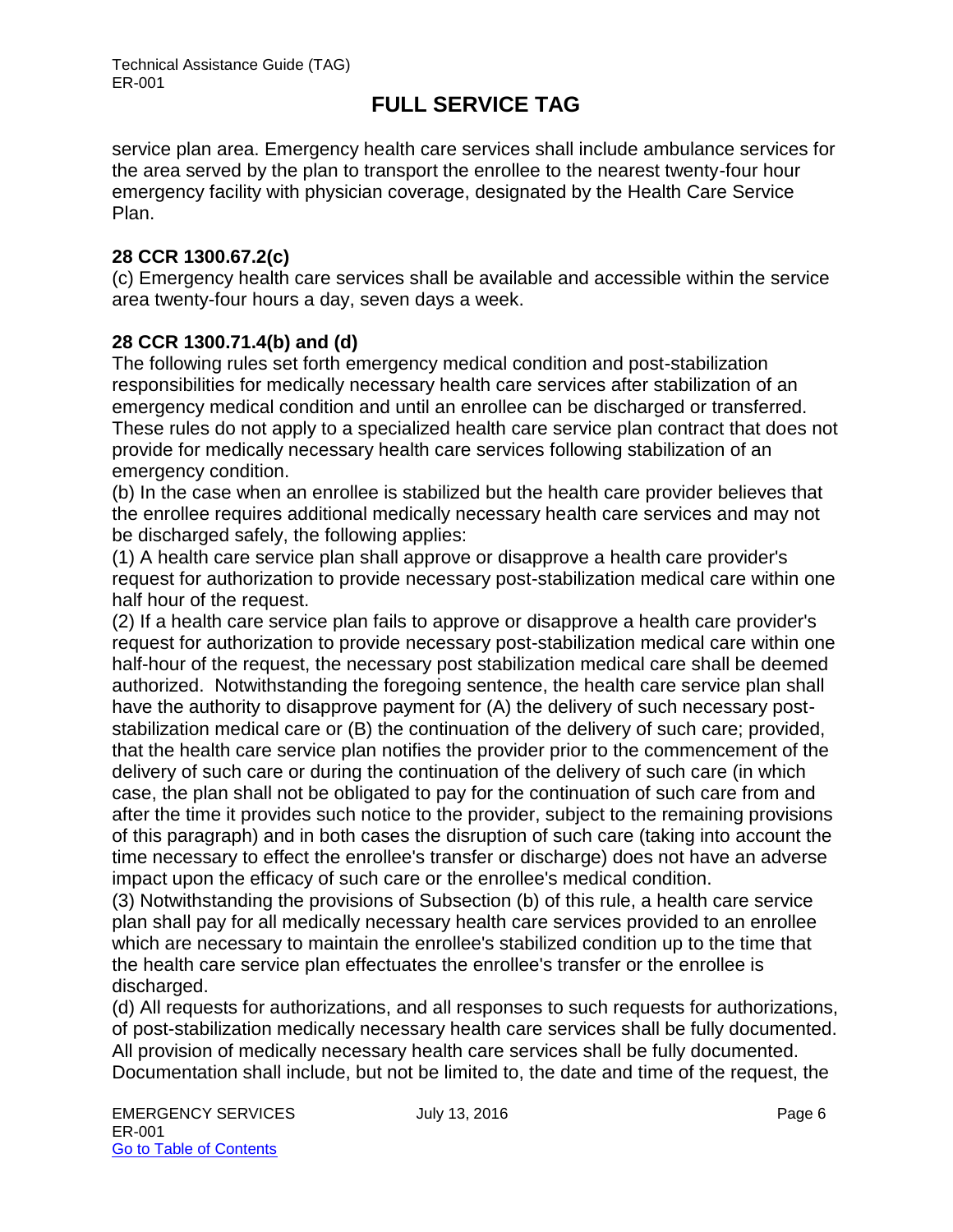service plan area. Emergency health care services shall include ambulance services for the area served by the plan to transport the enrollee to the nearest twenty-four hour emergency facility with physician coverage, designated by the Health Care Service Plan.

**28 CCR 1300.67.2(c)**

(c) Emergency health care services shall be available and accessible within the service area twenty-four hours a day, seven days a week.

**28 CCR 1300.71.4(b) and (d)**

The following rules set forth emergency medical condition and post-stabilization responsibilities for medically necessary health care services after stabilization of an emergency medical condition and until an enrollee can be discharged or transferred. These rules do not apply to a specialized health care service plan contract that does not provide for medically necessary health care services following stabilization of an emergency condition.

(b) In the case when an enrollee is stabilized but the health care provider believes that the enrollee requires additional medically necessary health care services and may not be discharged safely, the following applies:

(1) A health care service plan shall approve or disapprove a health care provider's request for authorization to provide necessary post-stabilization medical care within one half hour of the request.

(2) If a health care service plan fails to approve or disapprove a health care provider's request for authorization to provide necessary post-stabilization medical care within one half-hour of the request, the necessary post stabilization medical care shall be deemed authorized. Notwithstanding the foregoing sentence, the health care service plan shall have the authority to disapprove payment for (A) the delivery of such necessary post-stabilization medical care or (B) the continuation of the delivery of such care; provided, that the health care service plan notifies the provider prior to the commencement of the delivery of such care or during the continuation of the delivery of such care (in which case, the plan shall not be obligated to pay for the continuation of such care from and after the time it provides such notice to the provider, subject to the remaining provisions of this paragraph) and in both cases the disruption of such care (taking into account the time necessary to effect the enrollee's transfer or discharge) does not have an adverse impact upon the efficacy of such care or the enrollee's medical condition.

(3) Notwithstanding the provisions of Subsection (b) of this rule, a health care service plan shall pay for all medically necessary health care services provided to an enrollee which are necessary to maintain the enrollee's stabilized condition up to the time that the health care service plan effectuates the enrollee's transfer or the enrollee is discharged.

(d) All requests for authorizations, and all responses to such requests for authorizations, of post-stabilization medically necessary health care services shall be fully documented. All provision of medically necessary health care services shall be fully documented. Documentation shall include, but not be limited to, the date and time of the request, the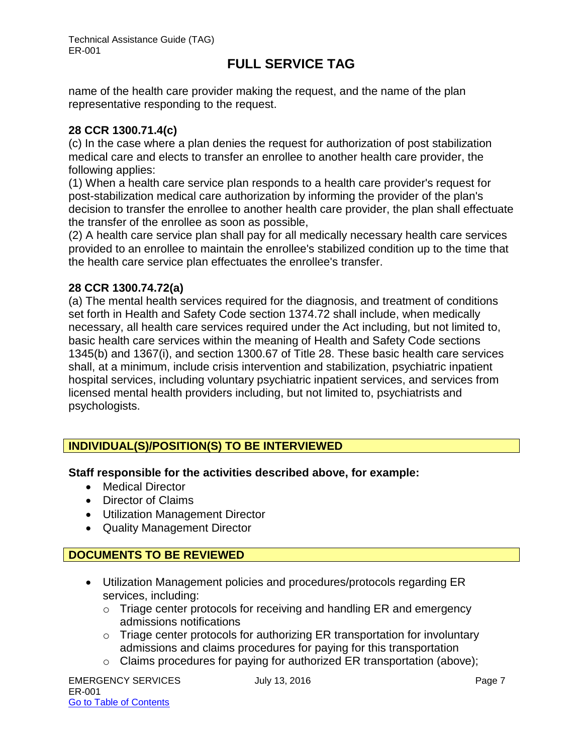name of the health care provider making the request, and the name of the plan representative responding to the request.

**28 CCR 1300.71.4(c)**
(c) In the case where a plan denies the request for authorization of post stabilization medical care and elects to transfer an enrollee to another health care provider, the following applies:
(1) When a health care service plan responds to a health care provider's request for post-stabilization medical care authorization by informing the provider of the plan's decision to transfer the enrollee to another health care provider, the plan shall effectuate the transfer of the enrollee as soon as possible,
(2) A health care service plan shall pay for all medically necessary health care services provided to an enrollee to maintain the enrollee's stabilized condition up to the time that the health care service plan effectuates the enrollee's transfer.

**28 CCR 1300.74.72(a)**
(a) The mental health services required for the diagnosis, and treatment of conditions set forth in Health and Safety Code section 1374.72 shall include, when medically necessary, all health care services required under the Act including, but not limited to, basic health care services within the meaning of Health and Safety Code sections 1345(b) and 1367(i), and section 1300.67 of Title 28. These basic health care services shall, at a minimum, include crisis intervention and stabilization, psychiatric inpatient hospital services, including voluntary psychiatric inpatient services, and services from licensed mental health providers including, but not limited to, psychiatrists and psychologists.

## INDIVIDUAL(S)/POSITION(S) TO BE INTERVIEWED

**Staff responsible for the activities described above, for example:**

- Medical Director
- Director of Claims
- Utilization Management Director
- Quality Management Director

## DOCUMENTS TO BE REVIEWED

- Utilization Management policies and procedures/protocols regarding ER services, including:
  - Triage center protocols for receiving and handling ER and emergency admissions notifications
  - Triage center protocols for authorizing ER transportation for involuntary admissions and claims procedures for paying for this transportation
  - Claims procedures for paying for authorized ER transportation (above);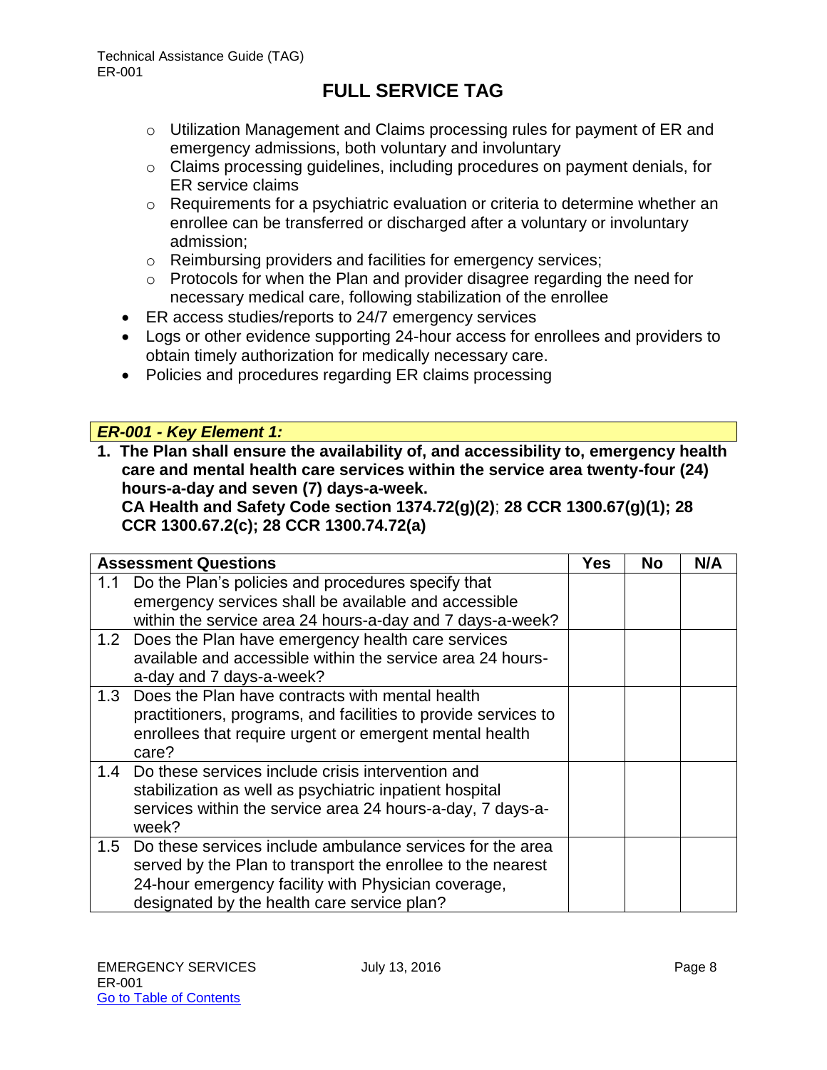- Utilization Management and Claims processing rules for payment of ER and emergency admissions, both voluntary and involuntary
  - Claims processing guidelines, including procedures on payment denials, for ER service claims
  - Requirements for a psychiatric evaluation or criteria to determine whether an enrollee can be transferred or discharged after a voluntary or involuntary admission;
  - Reimbursing providers and facilities for emergency services;
  - Protocols for when the Plan and provider disagree regarding the need for necessary medical care, following stabilization of the enrollee
- ER access studies/reports to 24/7 emergency services
- Logs or other evidence supporting 24-hour access for enrollees and providers to obtain timely authorization for medically necessary care.
- Policies and procedures regarding ER claims processing

### *ER-001 - Key Element 1:*

**1. The Plan shall ensure the availability of, and accessibility to, emergency health care and mental health care services within the service area twenty-four (24) hours-a-day and seven (7) days-a-week.**
**CA Health and Safety Code section 1374.72(g)(2); 28 CCR 1300.67(g)(1); 28 CCR 1300.67.2(c); 28 CCR 1300.74.72(a)**

| Assessment Questions | Yes | No | N/A |
|---|---|---|---|
| 1.1 Do the Plan's policies and procedures specify that emergency services shall be available and accessible within the service area 24 hours-a-day and 7 days-a-week? | | | |
| 1.2 Does the Plan have emergency health care services available and accessible within the service area 24 hours-a-day and 7 days-a-week? | | | |
| 1.3 Does the Plan have contracts with mental health practitioners, programs, and facilities to provide services to enrollees that require urgent or emergent mental health care? | | | |
| 1.4 Do these services include crisis intervention and stabilization as well as psychiatric inpatient hospital services within the service area 24 hours-a-day, 7 days-a-week? | | | |
| 1.5 Do these services include ambulance services for the area served by the Plan to transport the enrollee to the nearest 24-hour emergency facility with Physician coverage, designated by the health care service plan? | | | |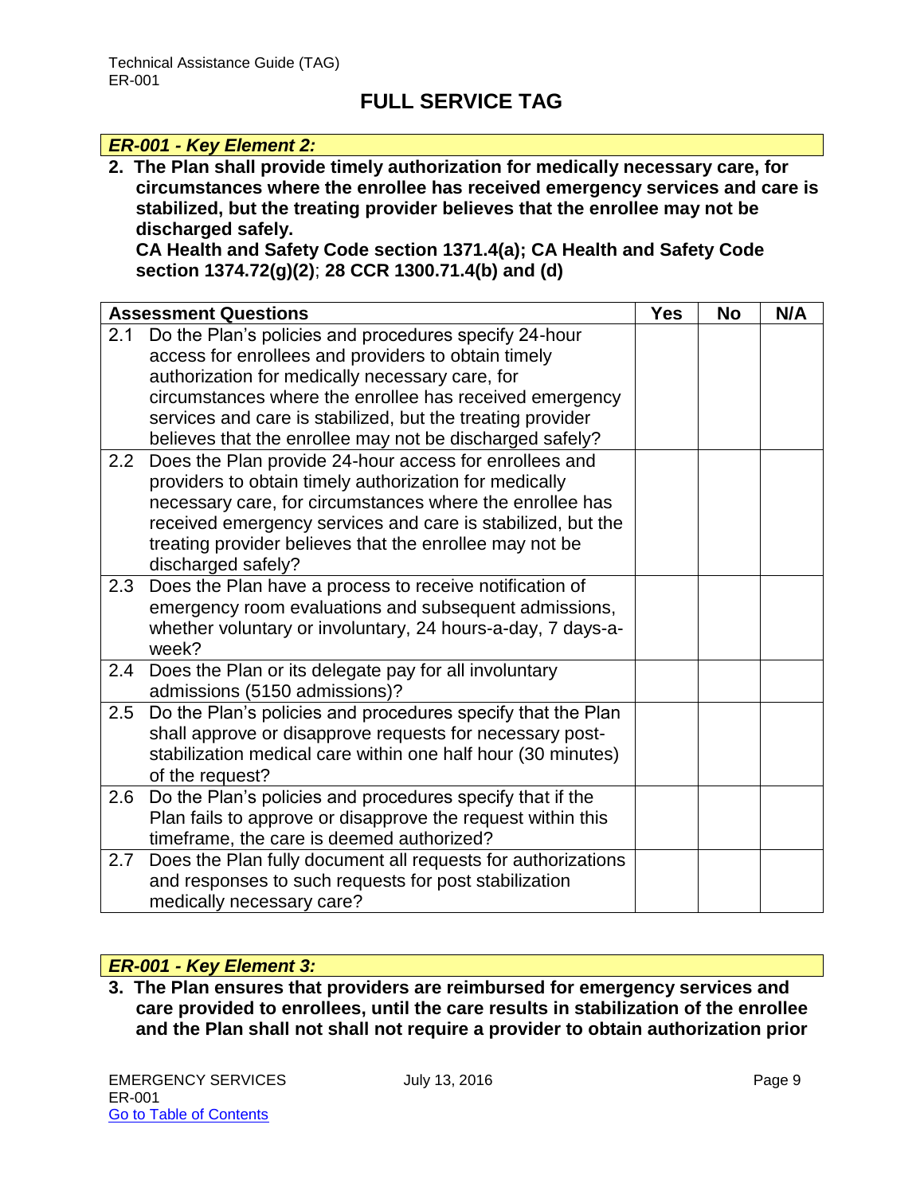# FULL SERVICE TAG

*ER-001 - Key Element 2:*

**2. The Plan shall provide timely authorization for medically necessary care, for circumstances where the enrollee has received emergency services and care is stabilized, but the treating provider believes that the enrollee may not be discharged safely.**
**CA Health and Safety Code section 1371.4(a); CA Health and Safety Code section 1374.72(g)(2); 28 CCR 1300.71.4(b) and (d)**

| Assessment Questions | Yes | No | N/A |
|---|---|---|---|
| 2.1 Do the Plan's policies and procedures specify 24-hour access for enrollees and providers to obtain timely authorization for medically necessary care, for circumstances where the enrollee has received emergency services and care is stabilized, but the treating provider believes that the enrollee may not be discharged safely? | | | |
| 2.2 Does the Plan provide 24-hour access for enrollees and providers to obtain timely authorization for medically necessary care, for circumstances where the enrollee has received emergency services and care is stabilized, but the treating provider believes that the enrollee may not be discharged safely? | | | |
| 2.3 Does the Plan have a process to receive notification of emergency room evaluations and subsequent admissions, whether voluntary or involuntary, 24 hours-a-day, 7 days-a-week? | | | |
| 2.4 Does the Plan or its delegate pay for all involuntary admissions (5150 admissions)? | | | |
| 2.5 Do the Plan's policies and procedures specify that the Plan shall approve or disapprove requests for necessary post-stabilization medical care within one half hour (30 minutes) of the request? | | | |
| 2.6 Do the Plan's policies and procedures specify that if the Plan fails to approve or disapprove the request within this timeframe, the care is deemed authorized? | | | |
| 2.7 Does the Plan fully document all requests for authorizations and responses to such requests for post stabilization medically necessary care? | | | |

*ER-001 - Key Element 3:*

**3. The Plan ensures that providers are reimbursed for emergency services and care provided to enrollees, until the care results in stabilization of the enrollee and the Plan shall not shall not require a provider to obtain authorization prior**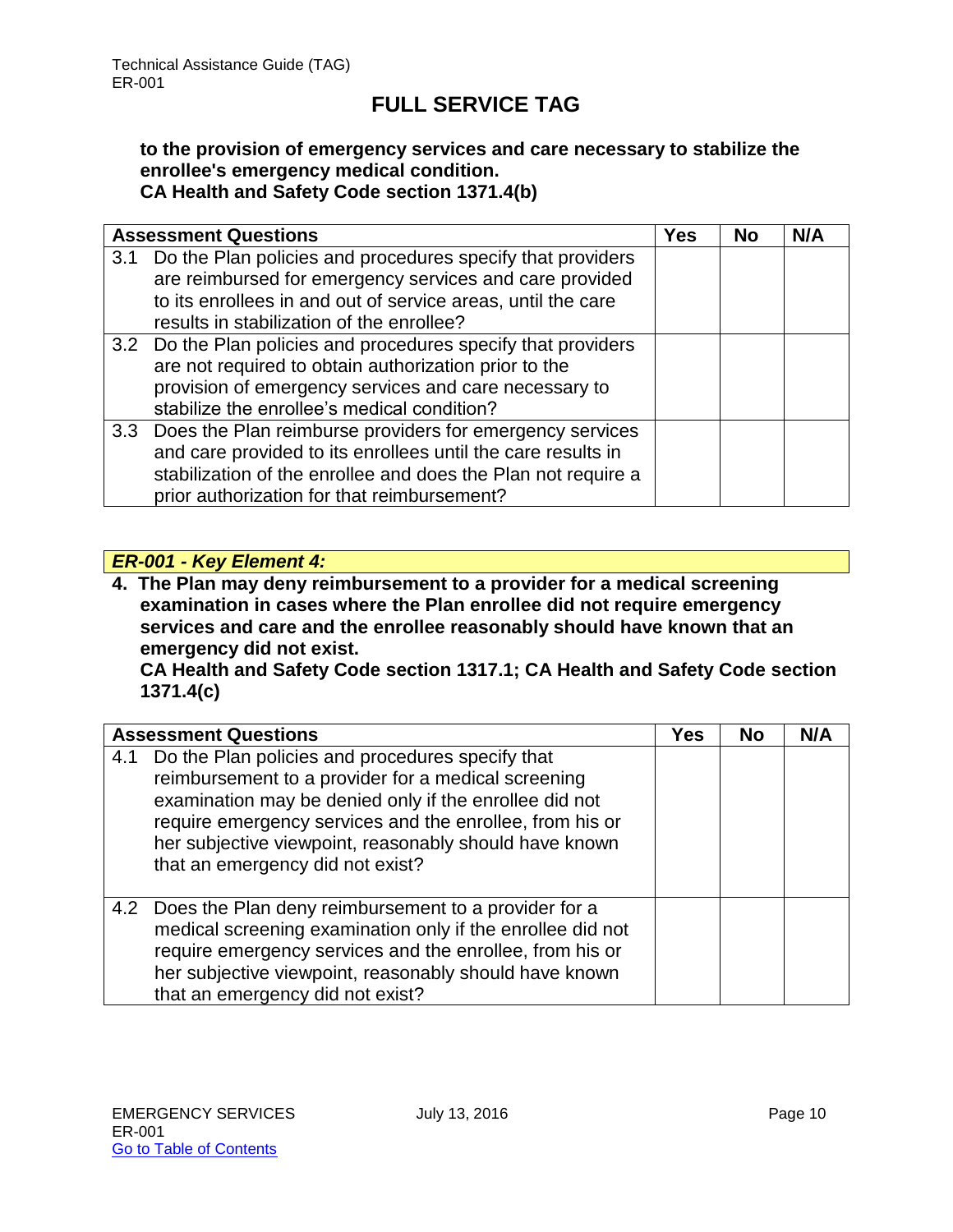**to the provision of emergency services and care necessary to stabilize the enrollee's emergency medical condition.**
**CA Health and Safety Code section 1371.4(b)**

| Assessment Questions | Yes | No | N/A |
|---|---|---|---|
| 3.1 Do the Plan policies and procedures specify that providers are reimbursed for emergency services and care provided to its enrollees in and out of service areas, until the care results in stabilization of the enrollee? | | | |
| 3.2 Do the Plan policies and procedures specify that providers are not required to obtain authorization prior to the provision of emergency services and care necessary to stabilize the enrollee's medical condition? | | | |
| 3.3 Does the Plan reimburse providers for emergency services and care provided to its enrollees until the care results in stabilization of the enrollee and does the Plan not require a prior authorization for that reimbursement? | | | |

***ER-001 - Key Element 4:***

**4. The Plan may deny reimbursement to a provider for a medical screening examination in cases where the Plan enrollee did not require emergency services and care and the enrollee reasonably should have known that an emergency did not exist.**
**CA Health and Safety Code section 1317.1; CA Health and Safety Code section 1371.4(c)**

| Assessment Questions | Yes | No | N/A |
|---|---|---|---|
| 4.1 Do the Plan policies and procedures specify that reimbursement to a provider for a medical screening examination may be denied only if the enrollee did not require emergency services and the enrollee, from his or her subjective viewpoint, reasonably should have known that an emergency did not exist? | | | |
| 4.2 Does the Plan deny reimbursement to a provider for a medical screening examination only if the enrollee did not require emergency services and the enrollee, from his or her subjective viewpoint, reasonably should have known that an emergency did not exist? | | | |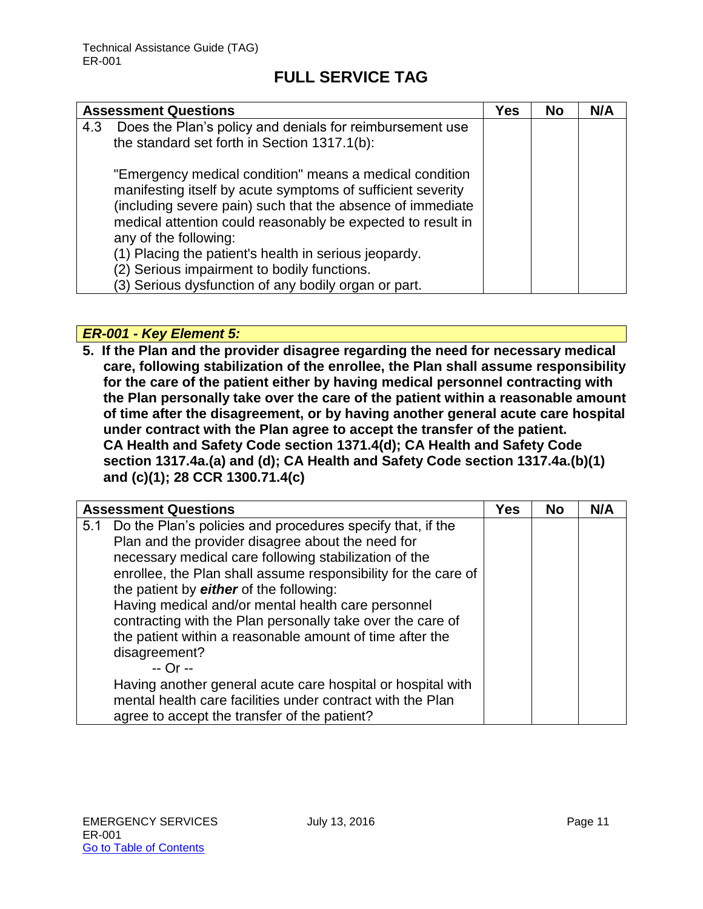## FULL SERVICE TAG

| Assessment Questions | Yes | No | N/A |
|---|---|---|---|
| 4.3 Does the Plan's policy and denials for reimbursement use the standard set forth in Section 1317.1(b):<br><br>"Emergency medical condition" means a medical condition manifesting itself by acute symptoms of sufficient severity (including severe pain) such that the absence of immediate medical attention could reasonably be expected to result in any of the following:<br>(1) Placing the patient's health in serious jeopardy.<br>(2) Serious impairment to bodily functions.<br>(3) Serious dysfunction of any bodily organ or part. | | | |

### *ER-001 - Key Element 5:*

**5. If the Plan and the provider disagree regarding the need for necessary medical care, following stabilization of the enrollee, the Plan shall assume responsibility for the care of the patient either by having medical personnel contracting with the Plan personally take over the care of the patient within a reasonable amount of time after the disagreement, or by having another general acute care hospital under contract with the Plan agree to accept the transfer of the patient. CA Health and Safety Code section 1371.4(d); CA Health and Safety Code section 1317.4a.(a) and (d); CA Health and Safety Code section 1317.4a.(b)(1) and (c)(1); 28 CCR 1300.71.4(c)**

| Assessment Questions | Yes | No | N/A |
|---|---|---|---|
| 5.1 Do the Plan's policies and procedures specify that, if the Plan and the provider disagree about the need for necessary medical care following stabilization of the enrollee, the Plan shall assume responsibility for the care of the patient by ***either*** of the following:<br>Having medical and/or mental health care personnel contracting with the Plan personally take over the care of the patient within a reasonable amount of time after the disagreement?<br>-- Or --<br>Having another general acute care hospital or hospital with mental health care facilities under contract with the Plan agree to accept the transfer of the patient? | | | |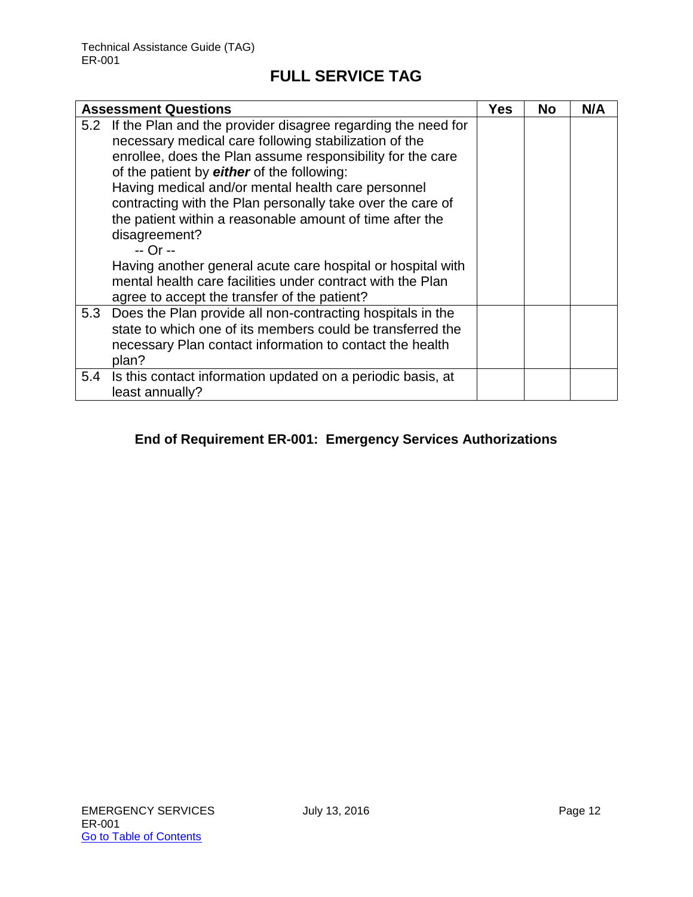## FULL SERVICE TAG

| Assessment Questions | Yes | No | N/A |
|---|---|---|---|
| 5.2 If the Plan and the provider disagree regarding the need for necessary medical care following stabilization of the enrollee, does the Plan assume responsibility for the care of the patient by ***either*** of the following:<br>Having medical and/or mental health care personnel contracting with the Plan personally take over the care of the patient within a reasonable amount of time after the disagreement?<br>-- Or --<br>Having another general acute care hospital or hospital with mental health care facilities under contract with the Plan agree to accept the transfer of the patient? | | | |
| 5.3 Does the Plan provide all non-contracting hospitals in the state to which one of its members could be transferred the necessary Plan contact information to contact the health plan? | | | |
| 5.4 Is this contact information updated on a periodic basis, at least annually? | | | |

**End of Requirement ER-001: Emergency Services Authorizations**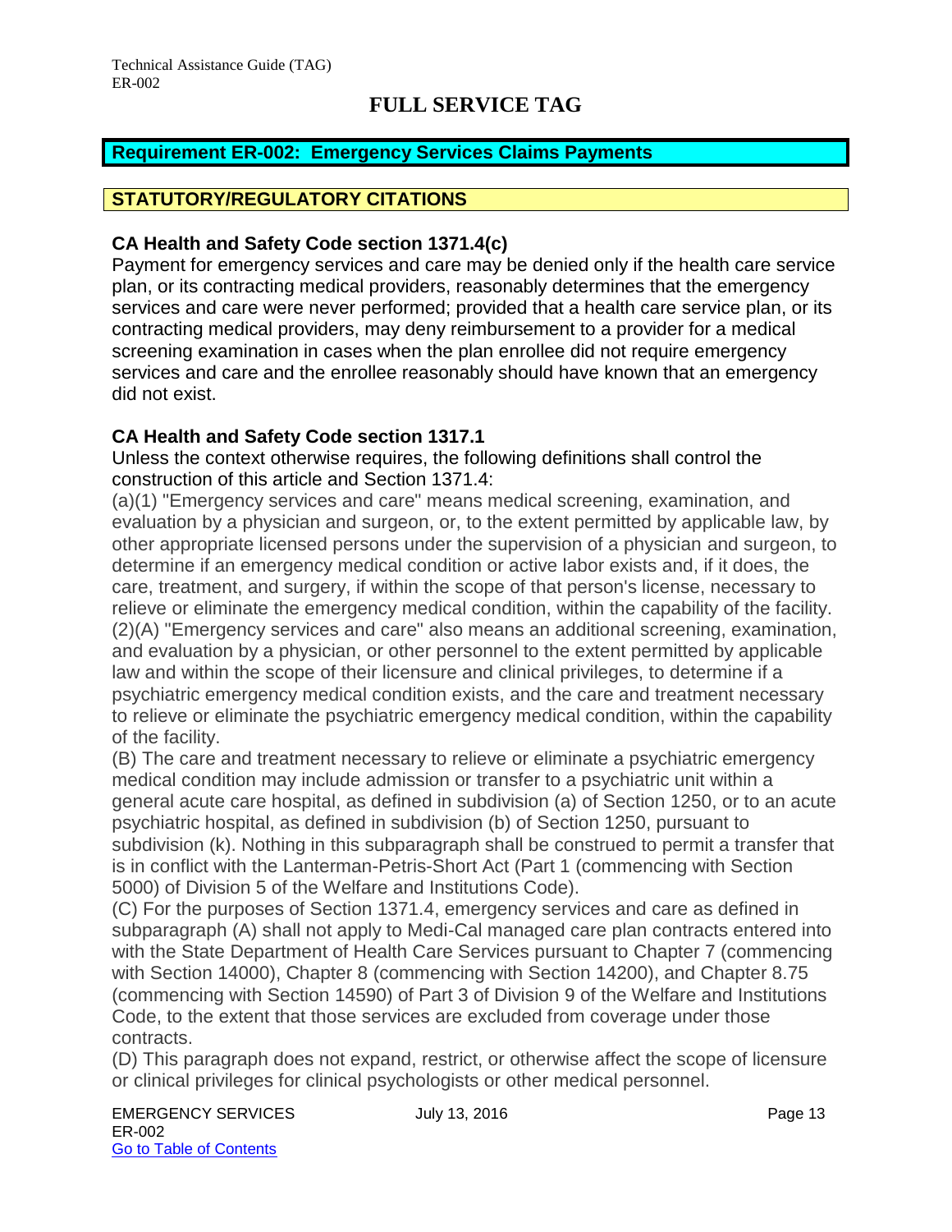# FULL SERVICE TAG

## Requirement ER-002: Emergency Services Claims Payments

## STATUTORY/REGULATORY CITATIONS

### CA Health and Safety Code section 1371.4(c)

Payment for emergency services and care may be denied only if the health care service plan, or its contracting medical providers, reasonably determines that the emergency services and care were never performed; provided that a health care service plan, or its contracting medical providers, may deny reimbursement to a provider for a medical screening examination in cases when the plan enrollee did not require emergency services and care and the enrollee reasonably should have known that an emergency did not exist.

### CA Health and Safety Code section 1317.1

Unless the context otherwise requires, the following definitions shall control the construction of this article and Section 1371.4:

(a)(1) "Emergency services and care" means medical screening, examination, and evaluation by a physician and surgeon, or, to the extent permitted by applicable law, by other appropriate licensed persons under the supervision of a physician and surgeon, to determine if an emergency medical condition or active labor exists and, if it does, the care, treatment, and surgery, if within the scope of that person's license, necessary to relieve or eliminate the emergency medical condition, within the capability of the facility.

(2)(A) "Emergency services and care" also means an additional screening, examination, and evaluation by a physician, or other personnel to the extent permitted by applicable law and within the scope of their licensure and clinical privileges, to determine if a psychiatric emergency medical condition exists, and the care and treatment necessary to relieve or eliminate the psychiatric emergency medical condition, within the capability of the facility.

(B) The care and treatment necessary to relieve or eliminate a psychiatric emergency medical condition may include admission or transfer to a psychiatric unit within a general acute care hospital, as defined in subdivision (a) of Section 1250, or to an acute psychiatric hospital, as defined in subdivision (b) of Section 1250, pursuant to subdivision (k). Nothing in this subparagraph shall be construed to permit a transfer that is in conflict with the Lanterman-Petris-Short Act (Part 1 (commencing with Section 5000) of Division 5 of the Welfare and Institutions Code).

(C) For the purposes of Section 1371.4, emergency services and care as defined in subparagraph (A) shall not apply to Medi-Cal managed care plan contracts entered into with the State Department of Health Care Services pursuant to Chapter 7 (commencing with Section 14000), Chapter 8 (commencing with Section 14200), and Chapter 8.75 (commencing with Section 14590) of Part 3 of Division 9 of the Welfare and Institutions Code, to the extent that those services are excluded from coverage under those contracts.

(D) This paragraph does not expand, restrict, or otherwise affect the scope of licensure or clinical privileges for clinical psychologists or other medical personnel.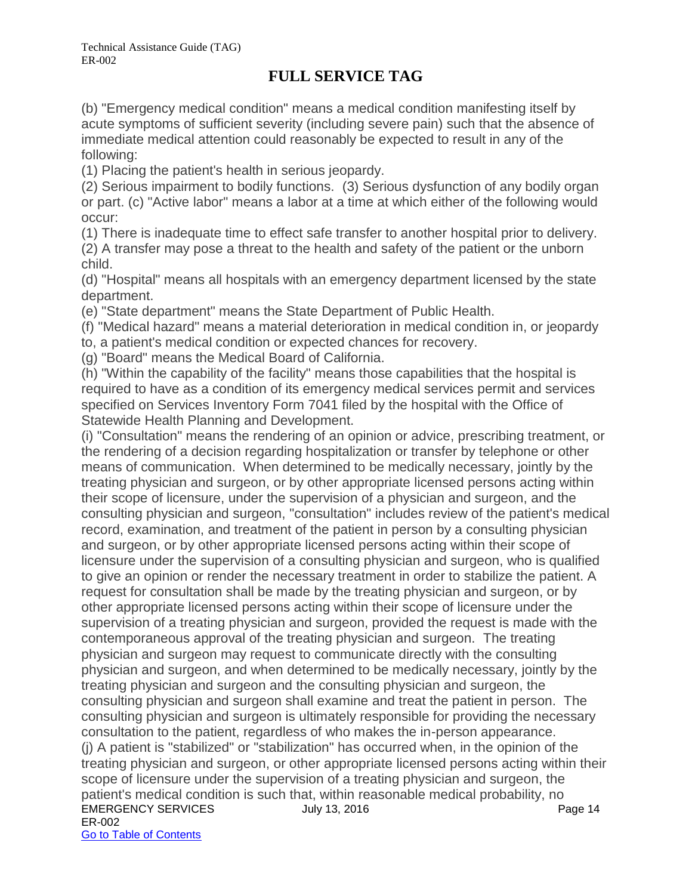## FULL SERVICE TAG

(b) "Emergency medical condition" means a medical condition manifesting itself by acute symptoms of sufficient severity (including severe pain) such that the absence of immediate medical attention could reasonably be expected to result in any of the following:

(1) Placing the patient's health in serious jeopardy.

(2) Serious impairment to bodily functions. (3) Serious dysfunction of any bodily organ or part. (c) "Active labor" means a labor at a time at which either of the following would occur:

(1) There is inadequate time to effect safe transfer to another hospital prior to delivery.

(2) A transfer may pose a threat to the health and safety of the patient or the unborn child.

(d) "Hospital" means all hospitals with an emergency department licensed by the state department.

(e) "State department" means the State Department of Public Health.

(f) "Medical hazard" means a material deterioration in medical condition in, or jeopardy to, a patient's medical condition or expected chances for recovery.

(g) "Board" means the Medical Board of California.

(h) "Within the capability of the facility" means those capabilities that the hospital is required to have as a condition of its emergency medical services permit and services specified on Services Inventory Form 7041 filed by the hospital with the Office of Statewide Health Planning and Development.

(i) "Consultation" means the rendering of an opinion or advice, prescribing treatment, or the rendering of a decision regarding hospitalization or transfer by telephone or other means of communication. When determined to be medically necessary, jointly by the treating physician and surgeon, or by other appropriate licensed persons acting within their scope of licensure, under the supervision of a physician and surgeon, and the consulting physician and surgeon, "consultation" includes review of the patient's medical record, examination, and treatment of the patient in person by a consulting physician and surgeon, or by other appropriate licensed persons acting within their scope of licensure under the supervision of a consulting physician and surgeon, who is qualified to give an opinion or render the necessary treatment in order to stabilize the patient. A request for consultation shall be made by the treating physician and surgeon, or by other appropriate licensed persons acting within their scope of licensure under the supervision of a treating physician and surgeon, provided the request is made with the contemporaneous approval of the treating physician and surgeon. The treating physician and surgeon may request to communicate directly with the consulting physician and surgeon, and when determined to be medically necessary, jointly by the treating physician and surgeon and the consulting physician and surgeon, the consulting physician and surgeon shall examine and treat the patient in person. The consulting physician and surgeon is ultimately responsible for providing the necessary consultation to the patient, regardless of who makes the in-person appearance.

(j) A patient is "stabilized" or "stabilization" has occurred when, in the opinion of the treating physician and surgeon, or other appropriate licensed persons acting within their scope of licensure under the supervision of a treating physician and surgeon, the patient's medical condition is such that, within reasonable medical probability, no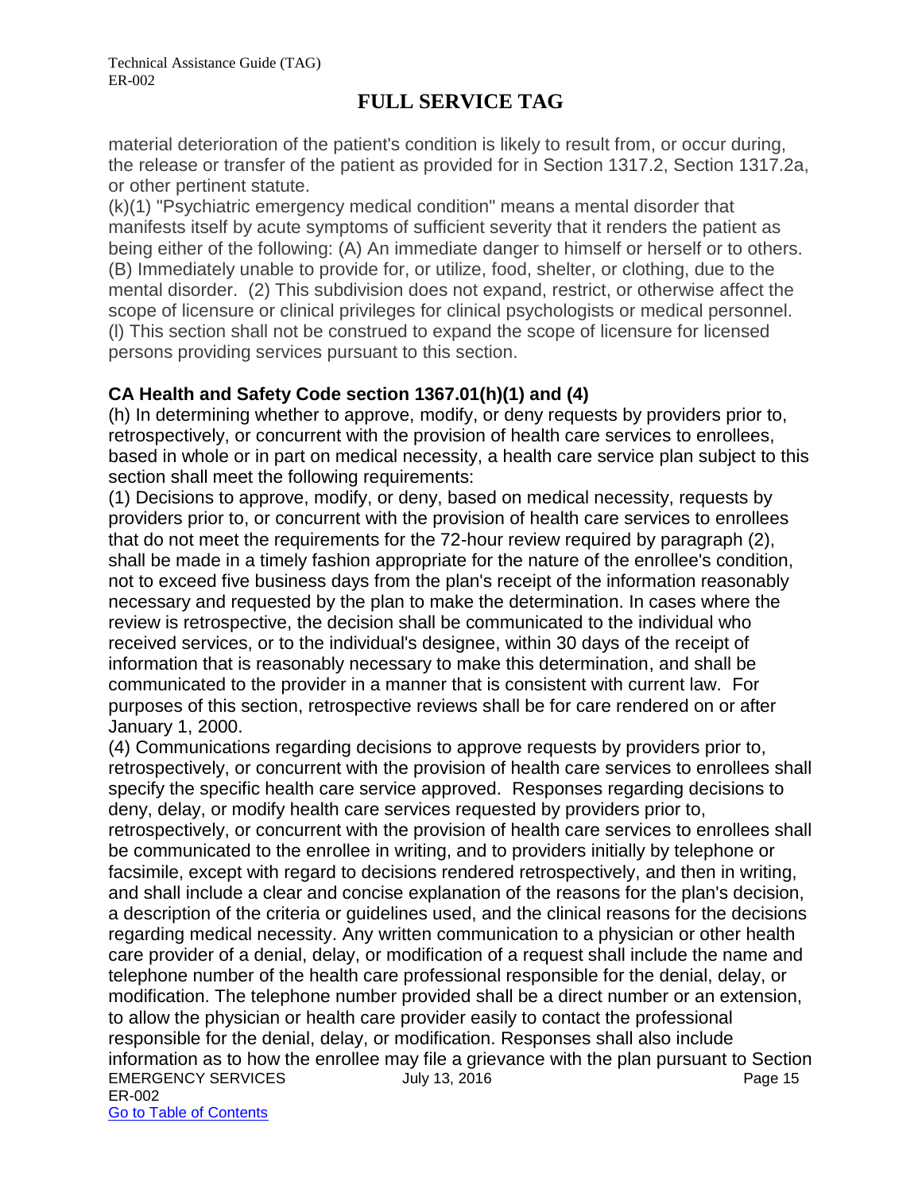material deterioration of the patient's condition is likely to result from, or occur during, the release or transfer of the patient as provided for in Section 1317.2, Section 1317.2a, or other pertinent statute.

(k)(1) "Psychiatric emergency medical condition" means a mental disorder that manifests itself by acute symptoms of sufficient severity that it renders the patient as being either of the following: (A) An immediate danger to himself or herself or to others. (B) Immediately unable to provide for, or utilize, food, shelter, or clothing, due to the mental disorder. (2) This subdivision does not expand, restrict, or otherwise affect the scope of licensure or clinical privileges for clinical psychologists or medical personnel.

(l) This section shall not be construed to expand the scope of licensure for licensed persons providing services pursuant to this section.

**CA Health and Safety Code section 1367.01(h)(1) and (4)**

(h) In determining whether to approve, modify, or deny requests by providers prior to, retrospectively, or concurrent with the provision of health care services to enrollees, based in whole or in part on medical necessity, a health care service plan subject to this section shall meet the following requirements:

(1) Decisions to approve, modify, or deny, based on medical necessity, requests by providers prior to, or concurrent with the provision of health care services to enrollees that do not meet the requirements for the 72-hour review required by paragraph (2), shall be made in a timely fashion appropriate for the nature of the enrollee's condition, not to exceed five business days from the plan's receipt of the information reasonably necessary and requested by the plan to make the determination. In cases where the review is retrospective, the decision shall be communicated to the individual who received services, or to the individual's designee, within 30 days of the receipt of information that is reasonably necessary to make this determination, and shall be communicated to the provider in a manner that is consistent with current law. For purposes of this section, retrospective reviews shall be for care rendered on or after January 1, 2000.

(4) Communications regarding decisions to approve requests by providers prior to, retrospectively, or concurrent with the provision of health care services to enrollees shall specify the specific health care service approved. Responses regarding decisions to deny, delay, or modify health care services requested by providers prior to, retrospectively, or concurrent with the provision of health care services to enrollees shall be communicated to the enrollee in writing, and to providers initially by telephone or facsimile, except with regard to decisions rendered retrospectively, and then in writing, and shall include a clear and concise explanation of the reasons for the plan's decision, a description of the criteria or guidelines used, and the clinical reasons for the decisions regarding medical necessity. Any written communication to a physician or other health care provider of a denial, delay, or modification of a request shall include the name and telephone number of the health care professional responsible for the denial, delay, or modification. The telephone number provided shall be a direct number or an extension, to allow the physician or health care provider easily to contact the professional responsible for the denial, delay, or modification. Responses shall also include information as to how the enrollee may file a grievance with the plan pursuant to Section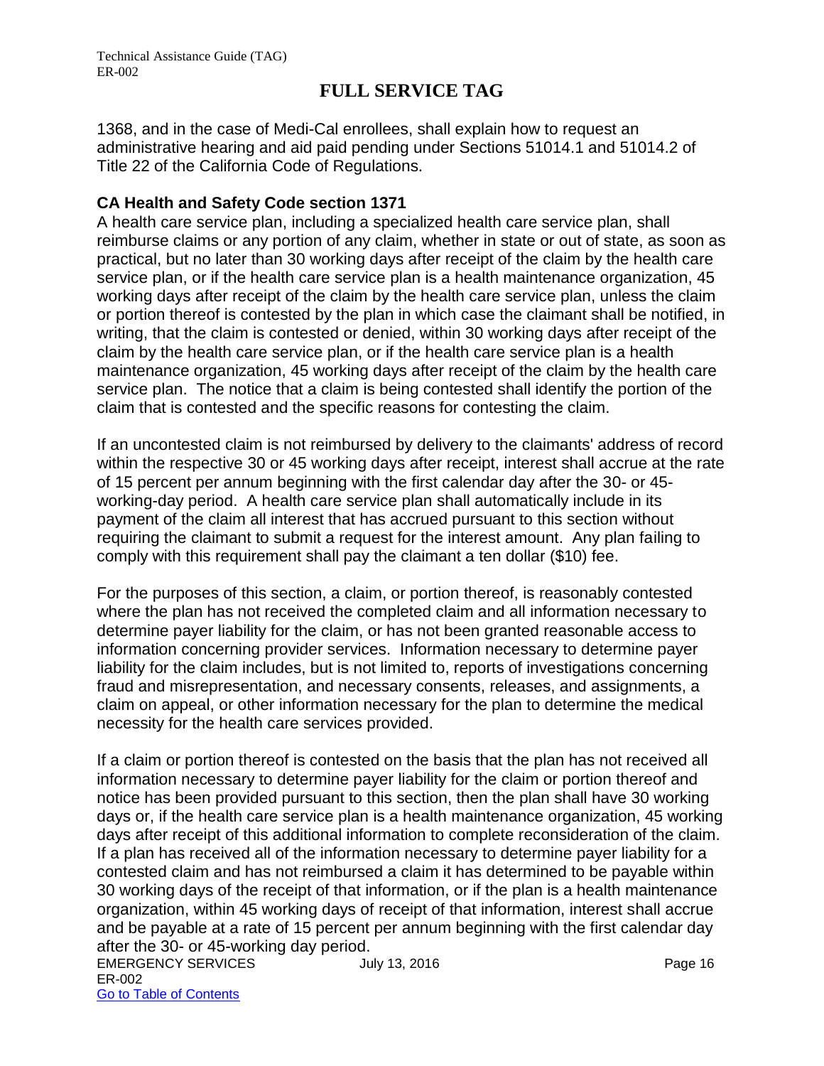1368, and in the case of Medi-Cal enrollees, shall explain how to request an administrative hearing and aid paid pending under Sections 51014.1 and 51014.2 of Title 22 of the California Code of Regulations.

**CA Health and Safety Code section 1371**

A health care service plan, including a specialized health care service plan, shall reimburse claims or any portion of any claim, whether in state or out of state, as soon as practical, but no later than 30 working days after receipt of the claim by the health care service plan, or if the health care service plan is a health maintenance organization, 45 working days after receipt of the claim by the health care service plan, unless the claim or portion thereof is contested by the plan in which case the claimant shall be notified, in writing, that the claim is contested or denied, within 30 working days after receipt of the claim by the health care service plan, or if the health care service plan is a health maintenance organization, 45 working days after receipt of the claim by the health care service plan. The notice that a claim is being contested shall identify the portion of the claim that is contested and the specific reasons for contesting the claim.

If an uncontested claim is not reimbursed by delivery to the claimants' address of record within the respective 30 or 45 working days after receipt, interest shall accrue at the rate of 15 percent per annum beginning with the first calendar day after the 30- or 45-working-day period. A health care service plan shall automatically include in its payment of the claim all interest that has accrued pursuant to this section without requiring the claimant to submit a request for the interest amount. Any plan failing to comply with this requirement shall pay the claimant a ten dollar ($10) fee.

For the purposes of this section, a claim, or portion thereof, is reasonably contested where the plan has not received the completed claim and all information necessary to determine payer liability for the claim, or has not been granted reasonable access to information concerning provider services. Information necessary to determine payer liability for the claim includes, but is not limited to, reports of investigations concerning fraud and misrepresentation, and necessary consents, releases, and assignments, a claim on appeal, or other information necessary for the plan to determine the medical necessity for the health care services provided.

If a claim or portion thereof is contested on the basis that the plan has not received all information necessary to determine payer liability for the claim or portion thereof and notice has been provided pursuant to this section, then the plan shall have 30 working days or, if the health care service plan is a health maintenance organization, 45 working days after receipt of this additional information to complete reconsideration of the claim. If a plan has received all of the information necessary to determine payer liability for a contested claim and has not reimbursed a claim it has determined to be payable within 30 working days of the receipt of that information, or if the plan is a health maintenance organization, within 45 working days of receipt of that information, interest shall accrue and be payable at a rate of 15 percent per annum beginning with the first calendar day after the 30- or 45-working day period.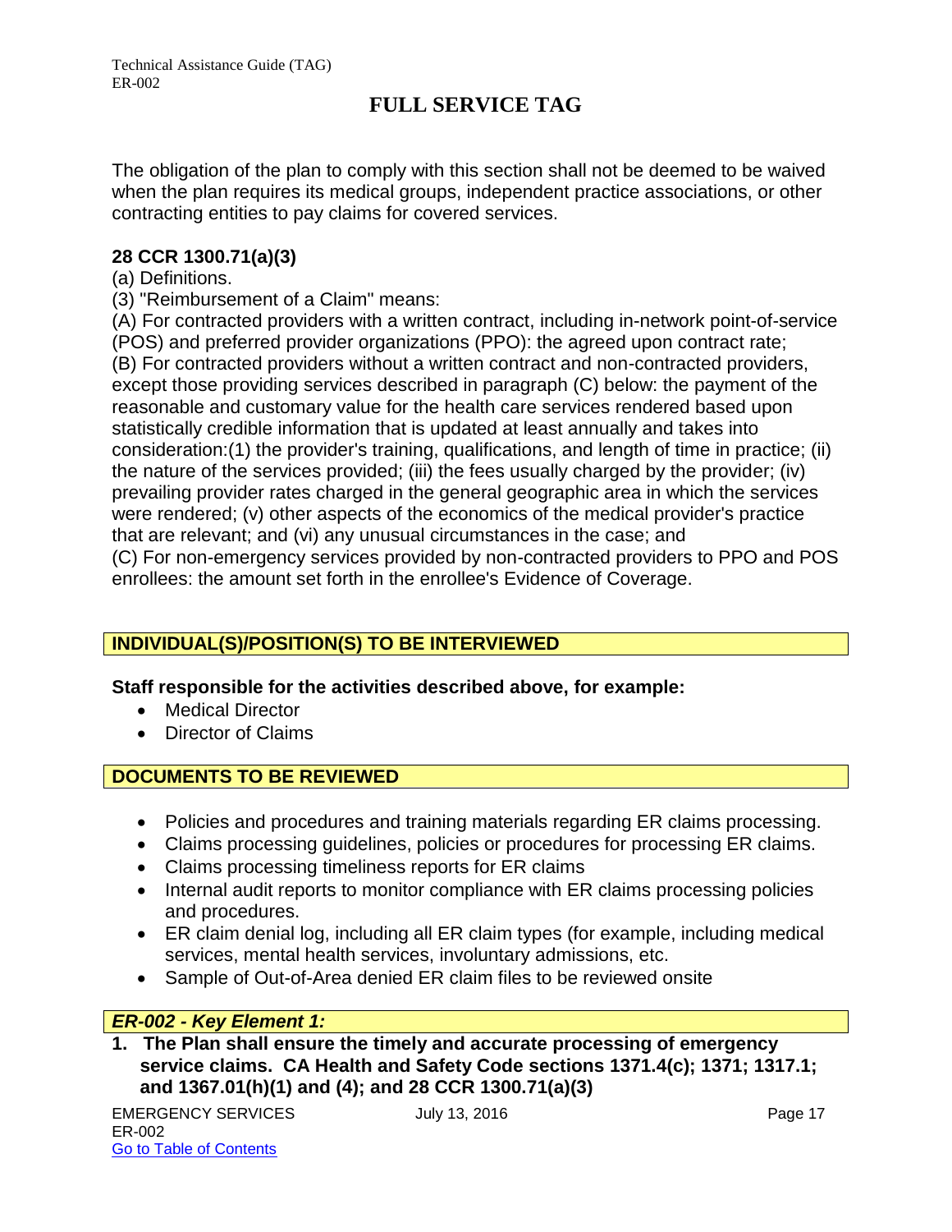The obligation of the plan to comply with this section shall not be deemed to be waived when the plan requires its medical groups, independent practice associations, or other contracting entities to pay claims for covered services.

**28 CCR 1300.71(a)(3)**

(a) Definitions.

(3) "Reimbursement of a Claim" means:

(A) For contracted providers with a written contract, including in-network point-of-service (POS) and preferred provider organizations (PPO): the agreed upon contract rate;

(B) For contracted providers without a written contract and non-contracted providers, except those providing services described in paragraph (C) below: the payment of the reasonable and customary value for the health care services rendered based upon statistically credible information that is updated at least annually and takes into consideration:(1) the provider's training, qualifications, and length of time in practice; (ii) the nature of the services provided; (iii) the fees usually charged by the provider; (iv) prevailing provider rates charged in the general geographic area in which the services were rendered; (v) other aspects of the economics of the medical provider's practice that are relevant; and (vi) any unusual circumstances in the case; and

(C) For non-emergency services provided by non-contracted providers to PPO and POS enrollees: the amount set forth in the enrollee's Evidence of Coverage.

## INDIVIDUAL(S)/POSITION(S) TO BE INTERVIEWED

**Staff responsible for the activities described above, for example:**

- Medical Director
- Director of Claims

## DOCUMENTS TO BE REVIEWED

- Policies and procedures and training materials regarding ER claims processing.
- Claims processing guidelines, policies or procedures for processing ER claims.
- Claims processing timeliness reports for ER claims
- Internal audit reports to monitor compliance with ER claims processing policies and procedures.
- ER claim denial log, including all ER claim types (for example, including medical services, mental health services, involuntary admissions, etc.
- Sample of Out-of-Area denied ER claim files to be reviewed onsite

## *ER-002 - Key Element 1:*

**1. The Plan shall ensure the timely and accurate processing of emergency service claims. CA Health and Safety Code sections 1371.4(c); 1371; 1317.1; and 1367.01(h)(1) and (4); and 28 CCR 1300.71(a)(3)**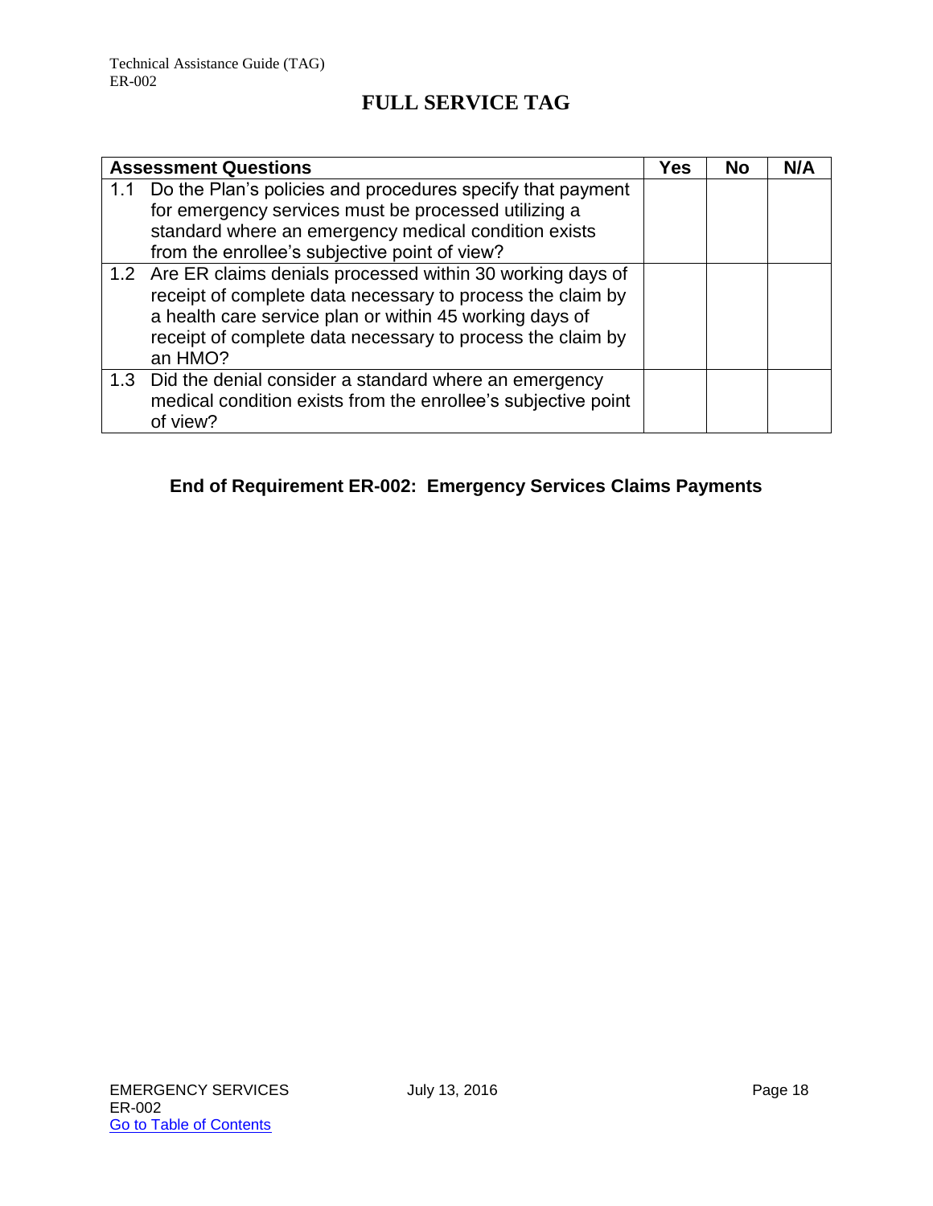## FULL SERVICE TAG

| Assessment Questions | Yes | No | N/A |
|---|---|---|---|
| 1.1 Do the Plan's policies and procedures specify that payment for emergency services must be processed utilizing a standard where an emergency medical condition exists from the enrollee's subjective point of view? | | | |
| 1.2 Are ER claims denials processed within 30 working days of receipt of complete data necessary to process the claim by a health care service plan or within 45 working days of receipt of complete data necessary to process the claim by an HMO? | | | |
| 1.3 Did the denial consider a standard where an emergency medical condition exists from the enrollee's subjective point of view? | | | |

**End of Requirement ER-002: Emergency Services Claims Payments**